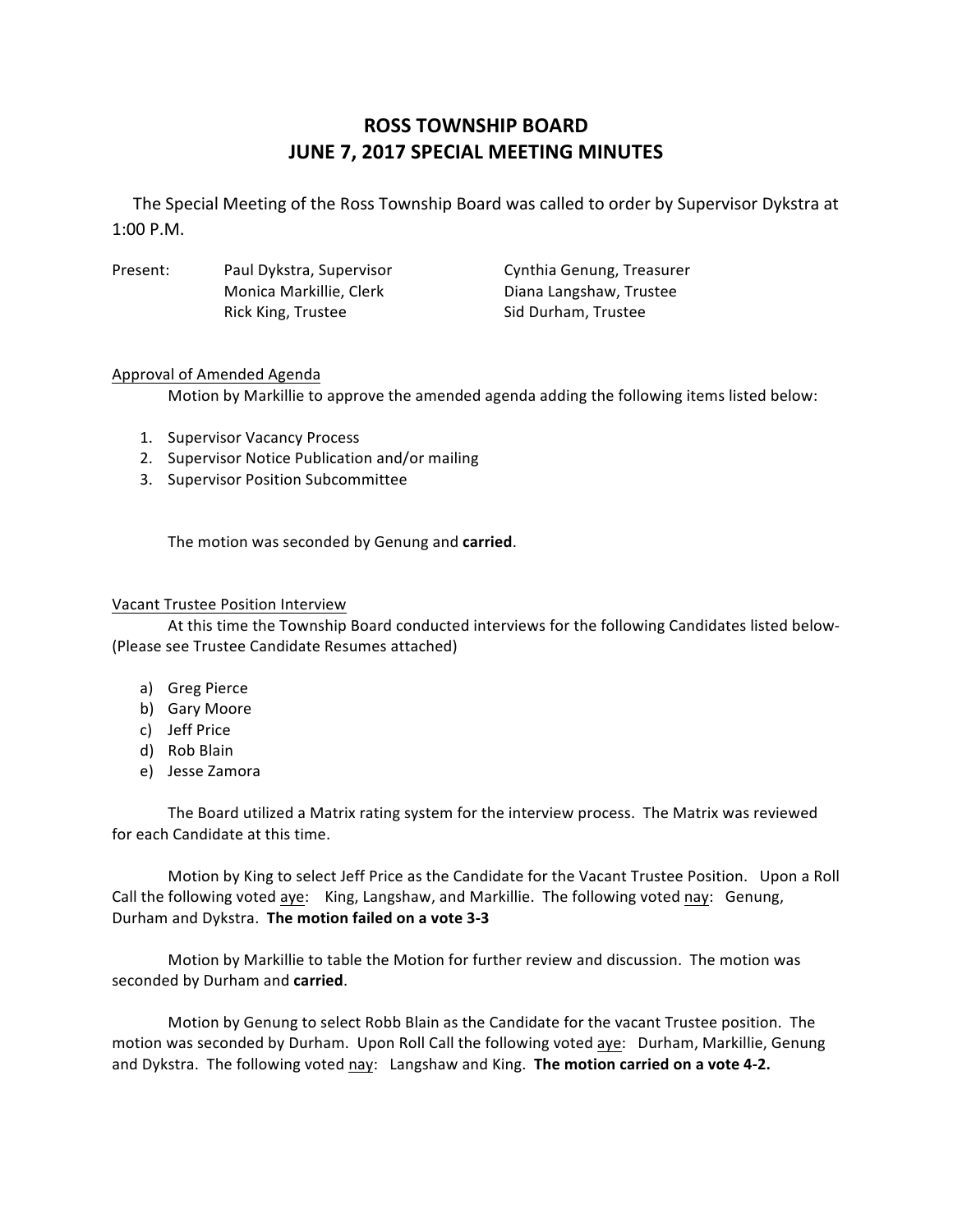# ROSS TOWNSHIP BOARD
# JUNE 7, 2017 SPECIAL MEETING MINUTES

The Special Meeting of the Ross Township Board was called to order by Supervisor Dykstra at 1:00 P.M.

Present: Paul Dykstra, Supervisor; Cynthia Genung, Treasurer; Monica Markillie, Clerk; Diana Langshaw, Trustee; Rick King, Trustee; Sid Durham, Trustee

Approval of Amended Agenda

Motion by Markillie to approve the amended agenda adding the following items listed below:

1. Supervisor Vacancy Process
2. Supervisor Notice Publication and/or mailing
3. Supervisor Position Subcommittee

The motion was seconded by Genung and **carried**.

Vacant Trustee Position Interview

At this time the Township Board conducted interviews for the following Candidates listed below- (Please see Trustee Candidate Resumes attached)

a) Greg Pierce
b) Gary Moore
c) Jeff Price
d) Rob Blain
e) Jesse Zamora

The Board utilized a Matrix rating system for the interview process. The Matrix was reviewed for each Candidate at this time.

Motion by King to select Jeff Price as the Candidate for the Vacant Trustee Position. Upon a Roll Call the following voted aye: King, Langshaw, and Markillie. The following voted nay: Genung, Durham and Dykstra. **The motion failed on a vote 3-3**

Motion by Markillie to table the Motion for further review and discussion. The motion was seconded by Durham and **carried**.

Motion by Genung to select Robb Blain as the Candidate for the vacant Trustee position. The motion was seconded by Durham. Upon Roll Call the following voted aye: Durham, Markillie, Genung and Dykstra. The following voted nay: Langshaw and King. **The motion carried on a vote 4-2.**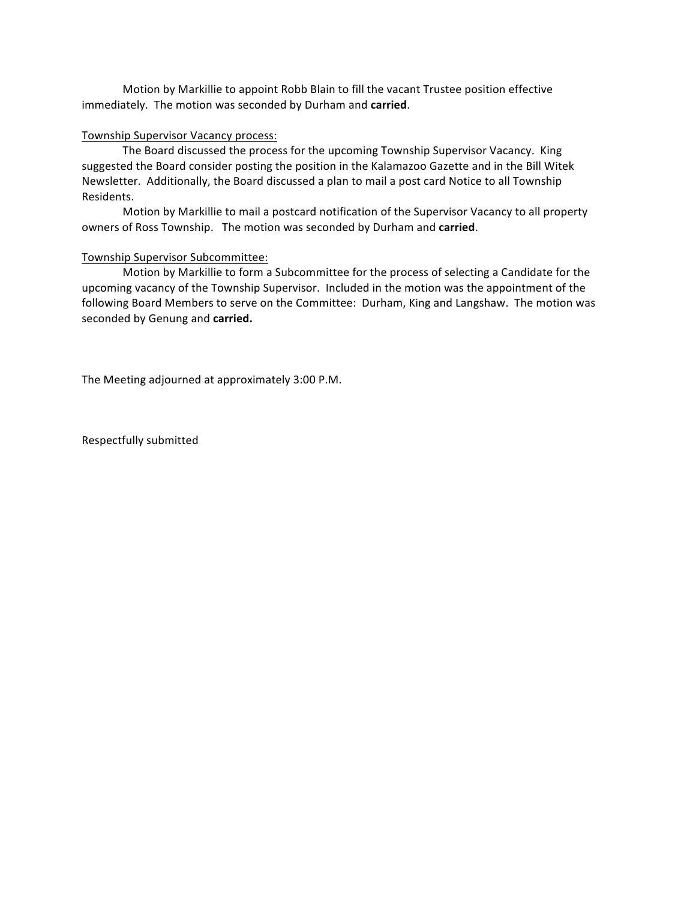Motion by Markillie to appoint Robb Blain to fill the vacant Trustee position effective immediately. The motion was seconded by Durham and **carried**.

<u>Township Supervisor Vacancy process:</u>

The Board discussed the process for the upcoming Township Supervisor Vacancy. King suggested the Board consider posting the position in the Kalamazoo Gazette and in the Bill Witek Newsletter. Additionally, the Board discussed a plan to mail a post card Notice to all Township Residents.

Motion by Markillie to mail a postcard notification of the Supervisor Vacancy to all property owners of Ross Township. The motion was seconded by Durham and **carried**.

<u>Township Supervisor Subcommittee:</u>

Motion by Markillie to form a Subcommittee for the process of selecting a Candidate for the upcoming vacancy of the Township Supervisor. Included in the motion was the appointment of the following Board Members to serve on the Committee: Durham, King and Langshaw. The motion was seconded by Genung and **carried.**

The Meeting adjourned at approximately 3:00 P.M.

Respectfully submitted